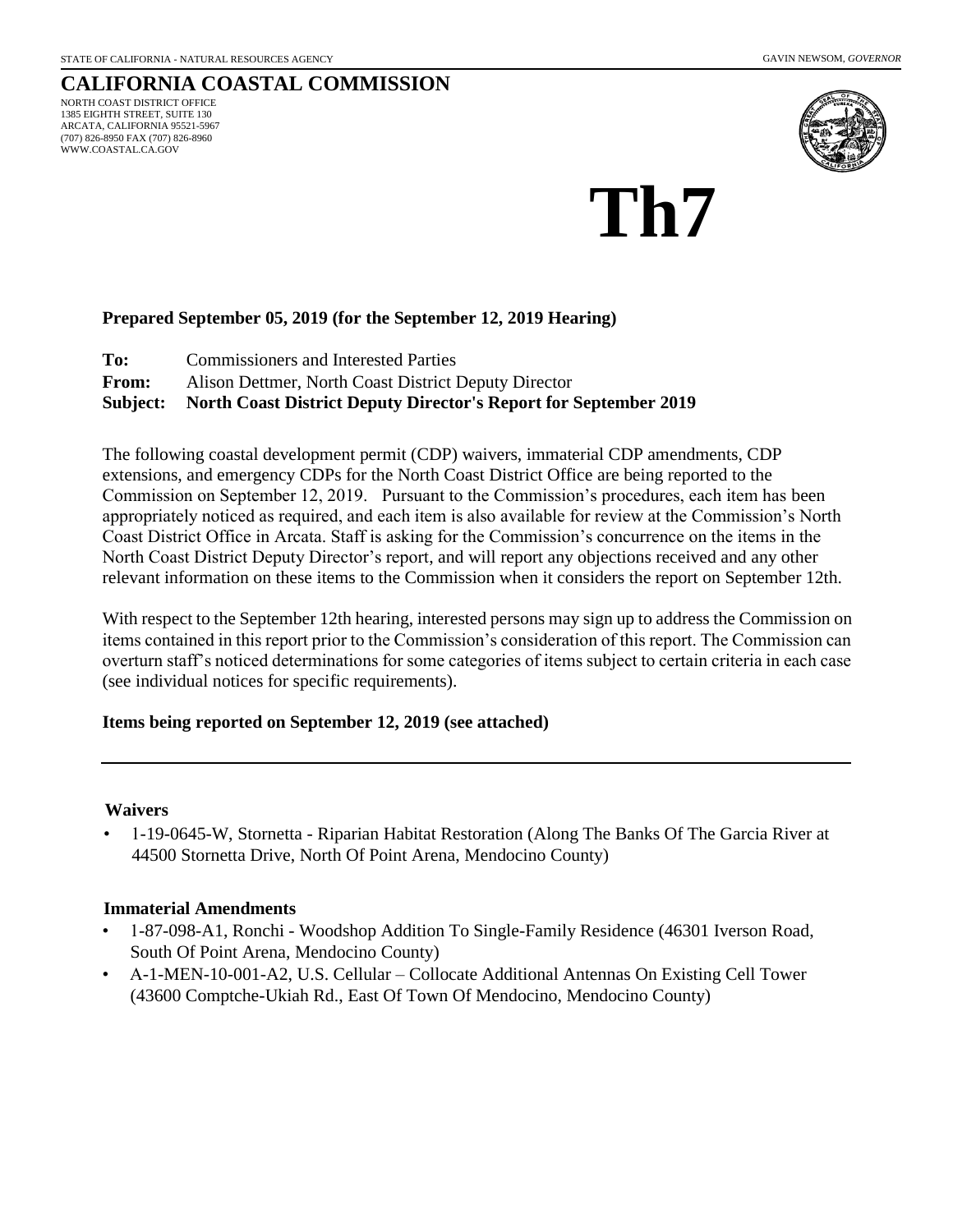STATE OF CALIFORNIA - NATURAL RESOURCES AGENCY GAVIN NEWSOM, *GOVERNOR*

# CALIFORNIA COASTAL COMMISSION

NORTH COAST DISTRICT OFFICE
1385 EIGHTH STREET, SUITE 130
ARCATA, CALIFORNIA 95521-5967
(707) 826-8950 FAX (707) 826-8960
WWW.COASTAL.CA.GOV

# Th7

**Prepared September 05, 2019 (for the September 12, 2019 Hearing)**

**To:** Commissioners and Interested Parties
**From:** Alison Dettmer, North Coast District Deputy Director
**Subject: North Coast District Deputy Director's Report for September 2019**

The following coastal development permit (CDP) waivers, immaterial CDP amendments, CDP extensions, and emergency CDPs for the North Coast District Office are being reported to the Commission on September 12, 2019. Pursuant to the Commission's procedures, each item has been appropriately noticed as required, and each item is also available for review at the Commission's North Coast District Office in Arcata. Staff is asking for the Commission's concurrence on the items in the North Coast District Deputy Director's report, and will report any objections received and any other relevant information on these items to the Commission when it considers the report on September 12th.

With respect to the September 12th hearing, interested persons may sign up to address the Commission on items contained in this report prior to the Commission's consideration of this report. The Commission can overturn staff's noticed determinations for some categories of items subject to certain criteria in each case (see individual notices for specific requirements).

**Items being reported on September 12, 2019 (see attached)**

---

### Waivers

- 1-19-0645-W, Stornetta - Riparian Habitat Restoration (Along The Banks Of The Garcia River at 44500 Stornetta Drive, North Of Point Arena, Mendocino County)

### Immaterial Amendments

- 1-87-098-A1, Ronchi - Woodshop Addition To Single-Family Residence (46301 Iverson Road, South Of Point Arena, Mendocino County)
- A-1-MEN-10-001-A2, U.S. Cellular – Collocate Additional Antennas On Existing Cell Tower (43600 Comptche-Ukiah Rd., East Of Town Of Mendocino, Mendocino County)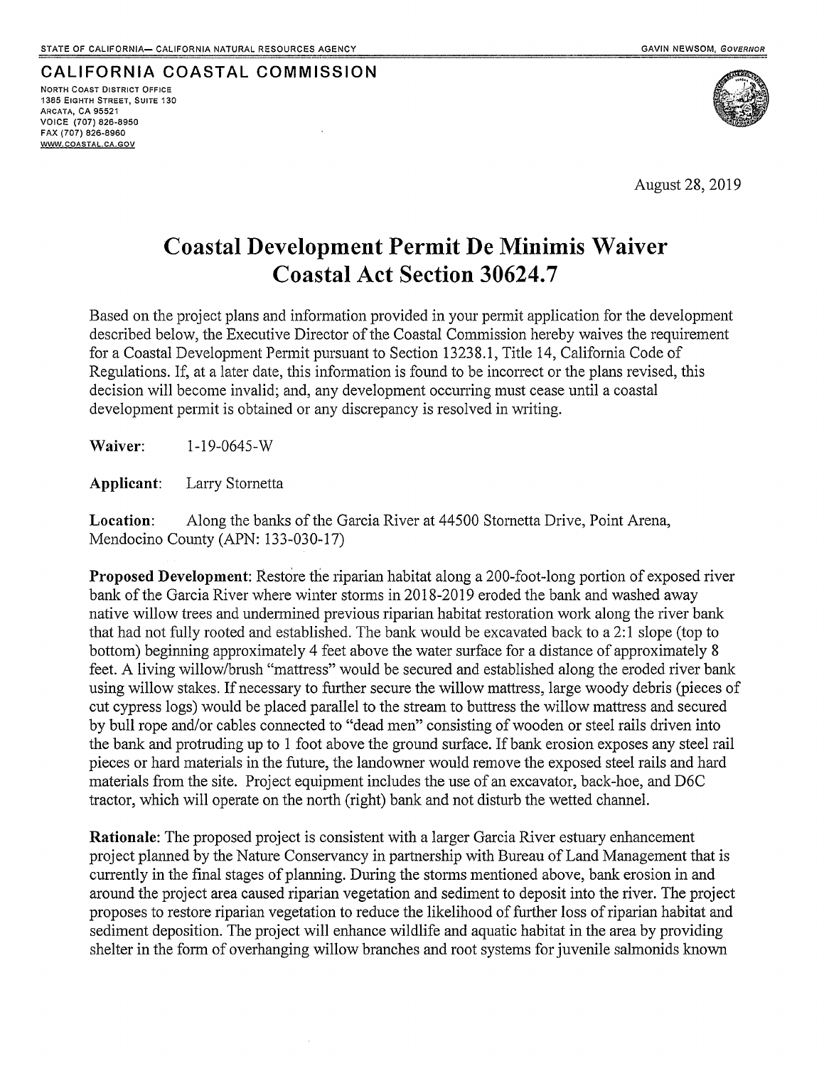STATE OF CALIFORNIA— CALIFORNIA NATURAL RESOURCES AGENCY GAVIN NEWSOM, *GOVERNOR*

**CALIFORNIA COASTAL COMMISSION**

NORTH COAST DISTRICT OFFICE
1385 EIGHTH STREET, SUITE 130
ARCATA, CA 95521
VOICE (707) 826-8950
FAX (707) 826-8960
WWW.COASTAL.CA.GOV

August 28, 2019

# Coastal Development Permit De Minimis Waiver Coastal Act Section 30624.7

Based on the project plans and information provided in your permit application for the development described below, the Executive Director of the Coastal Commission hereby waives the requirement for a Coastal Development Permit pursuant to Section 13238.1, Title 14, California Code of Regulations. If, at a later date, this information is found to be incorrect or the plans revised, this decision will become invalid; and, any development occurring must cease until a coastal development permit is obtained or any discrepancy is resolved in writing.

**Waiver:** 1-19-0645-W

**Applicant:** Larry Stornetta

**Location:** Along the banks of the Garcia River at 44500 Stornetta Drive, Point Arena, Mendocino County (APN: 133-030-17)

**Proposed Development:** Restore the riparian habitat along a 200-foot-long portion of exposed river bank of the Garcia River where winter storms in 2018-2019 eroded the bank and washed away native willow trees and undermined previous riparian habitat restoration work along the river bank that had not fully rooted and established. The bank would be excavated back to a 2:1 slope (top to bottom) beginning approximately 4 feet above the water surface for a distance of approximately 8 feet. A living willow/brush "mattress" would be secured and established along the eroded river bank using willow stakes. If necessary to further secure the willow mattress, large woody debris (pieces of cut cypress logs) would be placed parallel to the stream to buttress the willow mattress and secured by bull rope and/or cables connected to "dead men" consisting of wooden or steel rails driven into the bank and protruding up to 1 foot above the ground surface. If bank erosion exposes any steel rail pieces or hard materials in the future, the landowner would remove the exposed steel rails and hard materials from the site. Project equipment includes the use of an excavator, back-hoe, and D6C tractor, which will operate on the north (right) bank and not disturb the wetted channel.

**Rationale:** The proposed project is consistent with a larger Garcia River estuary enhancement project planned by the Nature Conservancy in partnership with Bureau of Land Management that is currently in the final stages of planning. During the storms mentioned above, bank erosion in and around the project area caused riparian vegetation and sediment to deposit into the river. The project proposes to restore riparian vegetation to reduce the likelihood of further loss of riparian habitat and sediment deposition. The project will enhance wildlife and aquatic habitat in the area by providing shelter in the form of overhanging willow branches and root systems for juvenile salmonids known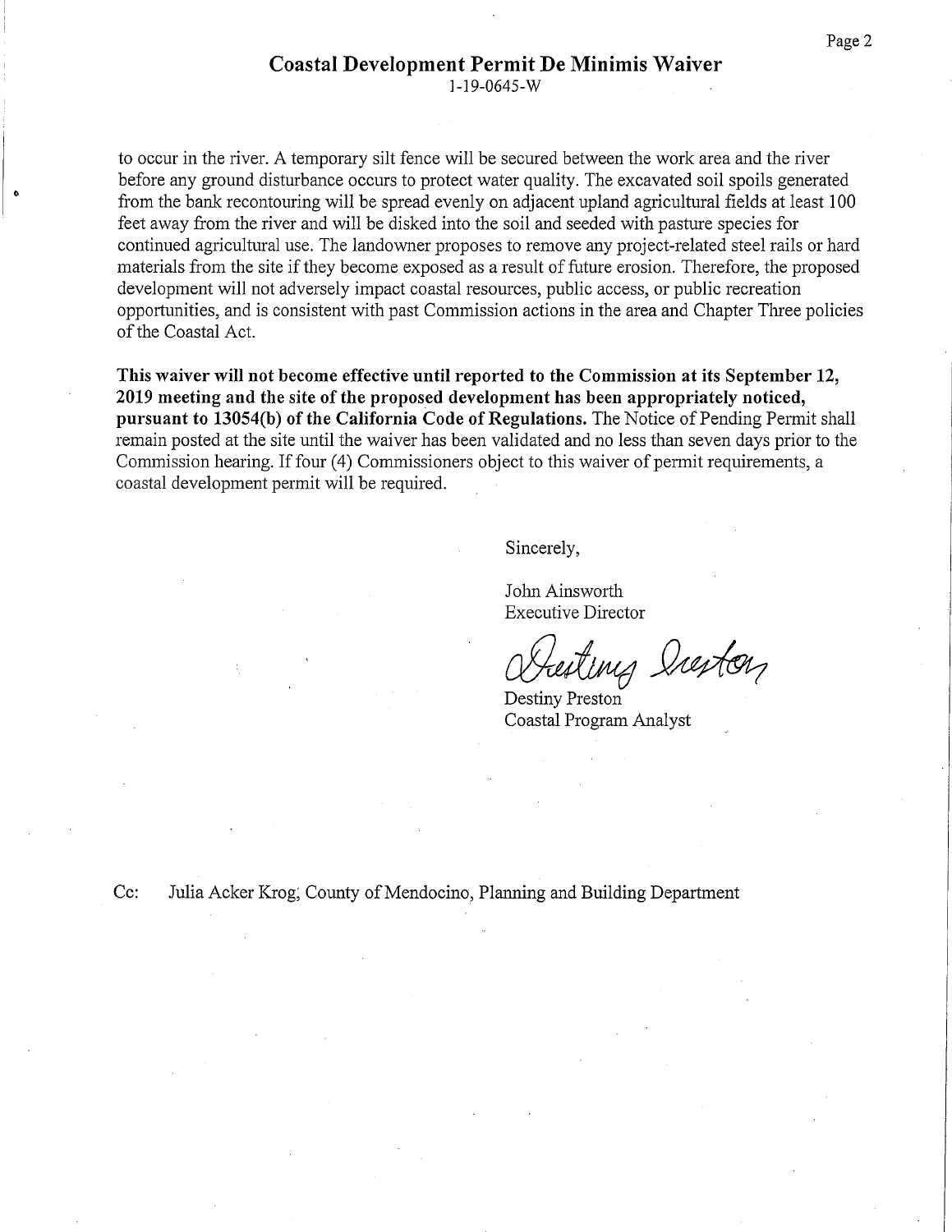to occur in the river. A temporary silt fence will be secured between the work area and the river before any ground disturbance occurs to protect water quality. The excavated soil spoils generated from the bank recontouring will be spread evenly on adjacent upland agricultural fields at least 100 feet away from the river and will be disked into the soil and seeded with pasture species for continued agricultural use. The landowner proposes to remove any project-related steel rails or hard materials from the site if they become exposed as a result of future erosion. Therefore, the proposed development will not adversely impact coastal resources, public access, or public recreation opportunities, and is consistent with past Commission actions in the area and Chapter Three policies of the Coastal Act.

**This waiver will not become effective until reported to the Commission at its September 12, 2019 meeting and the site of the proposed development has been appropriately noticed, pursuant to 13054(b) of the California Code of Regulations.** The Notice of Pending Permit shall remain posted at the site until the waiver has been validated and no less than seven days prior to the Commission hearing. If four (4) Commissioners object to this waiver of permit requirements, a coastal development permit will be required.

Sincerely,

John Ainsworth
Executive Director

Destiny Preston
Coastal Program Analyst

Cc: Julia Acker Krog, County of Mendocino, Planning and Building Department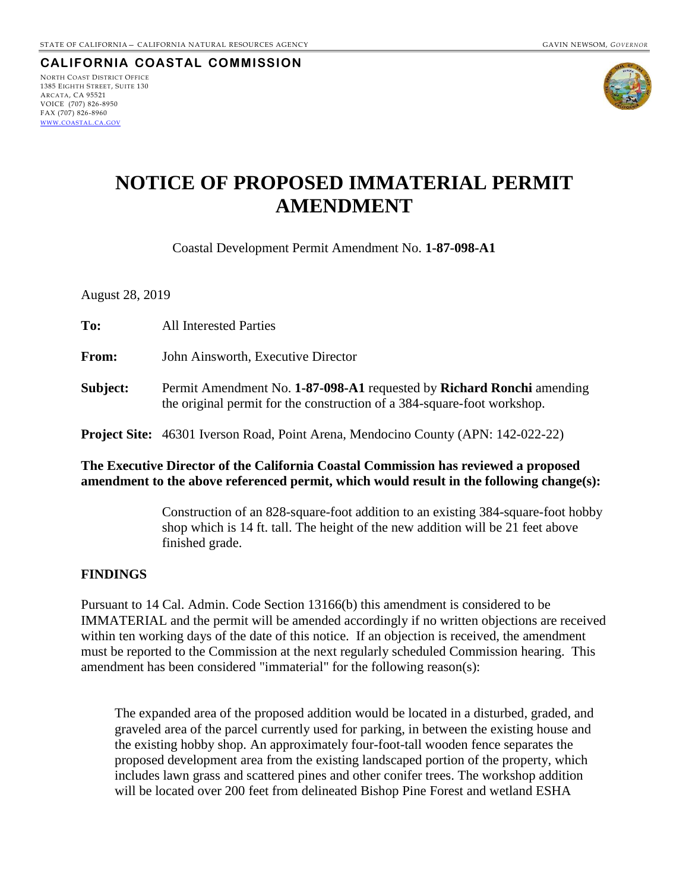STATE OF CALIFORNIA — CALIFORNIA NATURAL RESOURCES AGENCY GAVIN NEWSOM, *GOVERNOR*

**CALIFORNIA COASTAL COMMISSION**

NORTH COAST DISTRICT OFFICE
1385 EIGHTH STREET, SUITE 130
ARCATA, CA 95521
VOICE (707) 826-8950
FAX (707) 826-8960
WWW.COASTAL.CA.GOV

# NOTICE OF PROPOSED IMMATERIAL PERMIT AMENDMENT

Coastal Development Permit Amendment No. **1-87-098-A1**

August 28, 2019

**To:** All Interested Parties

**From:** John Ainsworth, Executive Director

**Subject:** Permit Amendment No. **1-87-098-A1** requested by **Richard Ronchi** amending the original permit for the construction of a 384-square-foot workshop.

**Project Site:** 46301 Iverson Road, Point Arena, Mendocino County (APN: 142-022-22)

**The Executive Director of the California Coastal Commission has reviewed a proposed amendment to the above referenced permit, which would result in the following change(s):**

Construction of an 828-square-foot addition to an existing 384-square-foot hobby shop which is 14 ft. tall. The height of the new addition will be 21 feet above finished grade.

## FINDINGS

Pursuant to 14 Cal. Admin. Code Section 13166(b) this amendment is considered to be IMMATERIAL and the permit will be amended accordingly if no written objections are received within ten working days of the date of this notice. If an objection is received, the amendment must be reported to the Commission at the next regularly scheduled Commission hearing. This amendment has been considered "immaterial" for the following reason(s):

The expanded area of the proposed addition would be located in a disturbed, graded, and graveled area of the parcel currently used for parking, in between the existing house and the existing hobby shop. An approximately four-foot-tall wooden fence separates the proposed development area from the existing landscaped portion of the property, which includes lawn grass and scattered pines and other conifer trees. The workshop addition will be located over 200 feet from delineated Bishop Pine Forest and wetland ESHA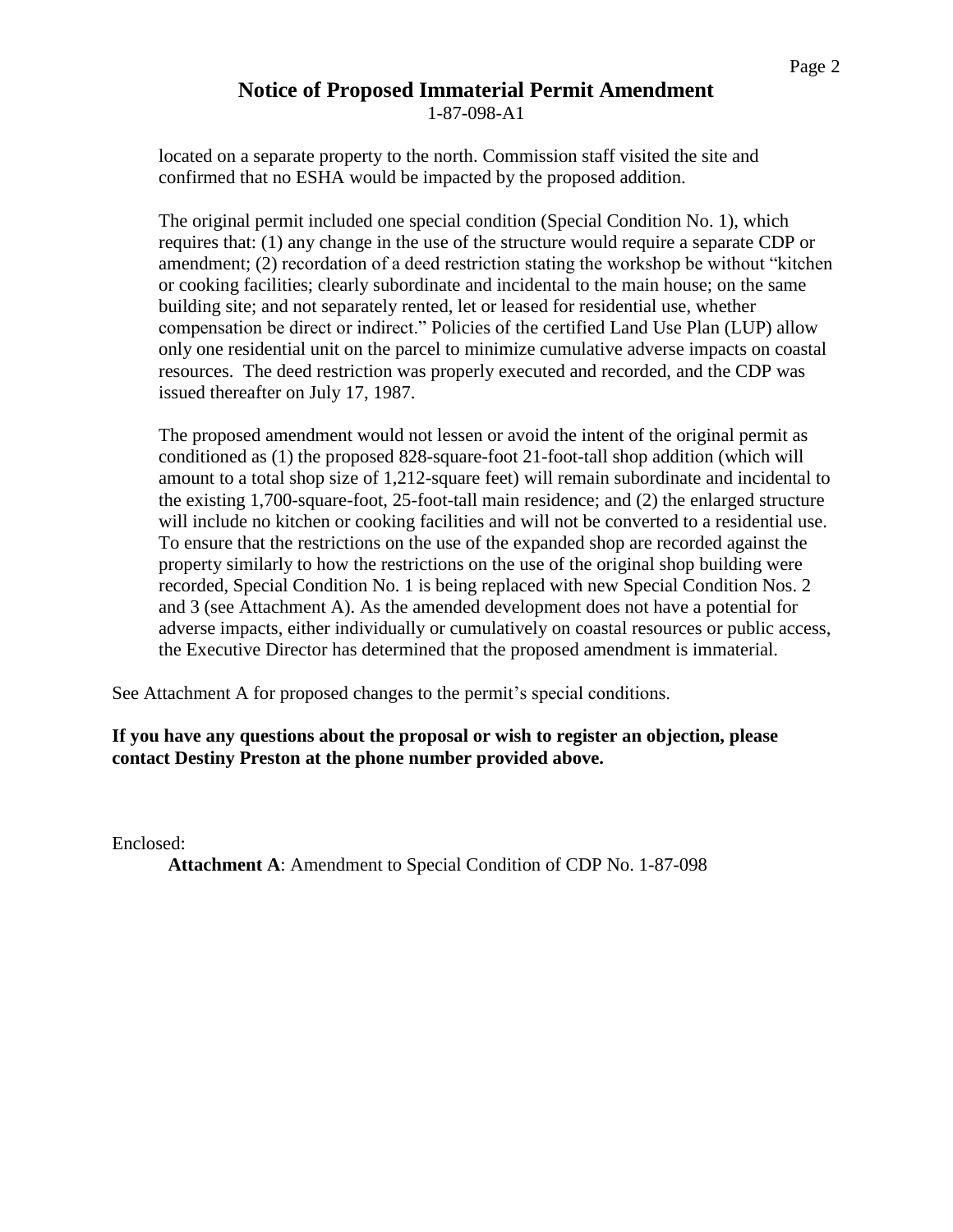located on a separate property to the north. Commission staff visited the site and confirmed that no ESHA would be impacted by the proposed addition.

The original permit included one special condition (Special Condition No. 1), which requires that: (1) any change in the use of the structure would require a separate CDP or amendment; (2) recordation of a deed restriction stating the workshop be without "kitchen or cooking facilities; clearly subordinate and incidental to the main house; on the same building site; and not separately rented, let or leased for residential use, whether compensation be direct or indirect." Policies of the certified Land Use Plan (LUP) allow only one residential unit on the parcel to minimize cumulative adverse impacts on coastal resources. The deed restriction was properly executed and recorded, and the CDP was issued thereafter on July 17, 1987.

The proposed amendment would not lessen or avoid the intent of the original permit as conditioned as (1) the proposed 828-square-foot 21-foot-tall shop addition (which will amount to a total shop size of 1,212-square feet) will remain subordinate and incidental to the existing 1,700-square-foot, 25-foot-tall main residence; and (2) the enlarged structure will include no kitchen or cooking facilities and will not be converted to a residential use. To ensure that the restrictions on the use of the expanded shop are recorded against the property similarly to how the restrictions on the use of the original shop building were recorded, Special Condition No. 1 is being replaced with new Special Condition Nos. 2 and 3 (see Attachment A). As the amended development does not have a potential for adverse impacts, either individually or cumulatively on coastal resources or public access, the Executive Director has determined that the proposed amendment is immaterial.

See Attachment A for proposed changes to the permit's special conditions.

**If you have any questions about the proposal or wish to register an objection, please contact Destiny Preston at the phone number provided above.**

Enclosed:

**Attachment A**: Amendment to Special Condition of CDP No. 1-87-098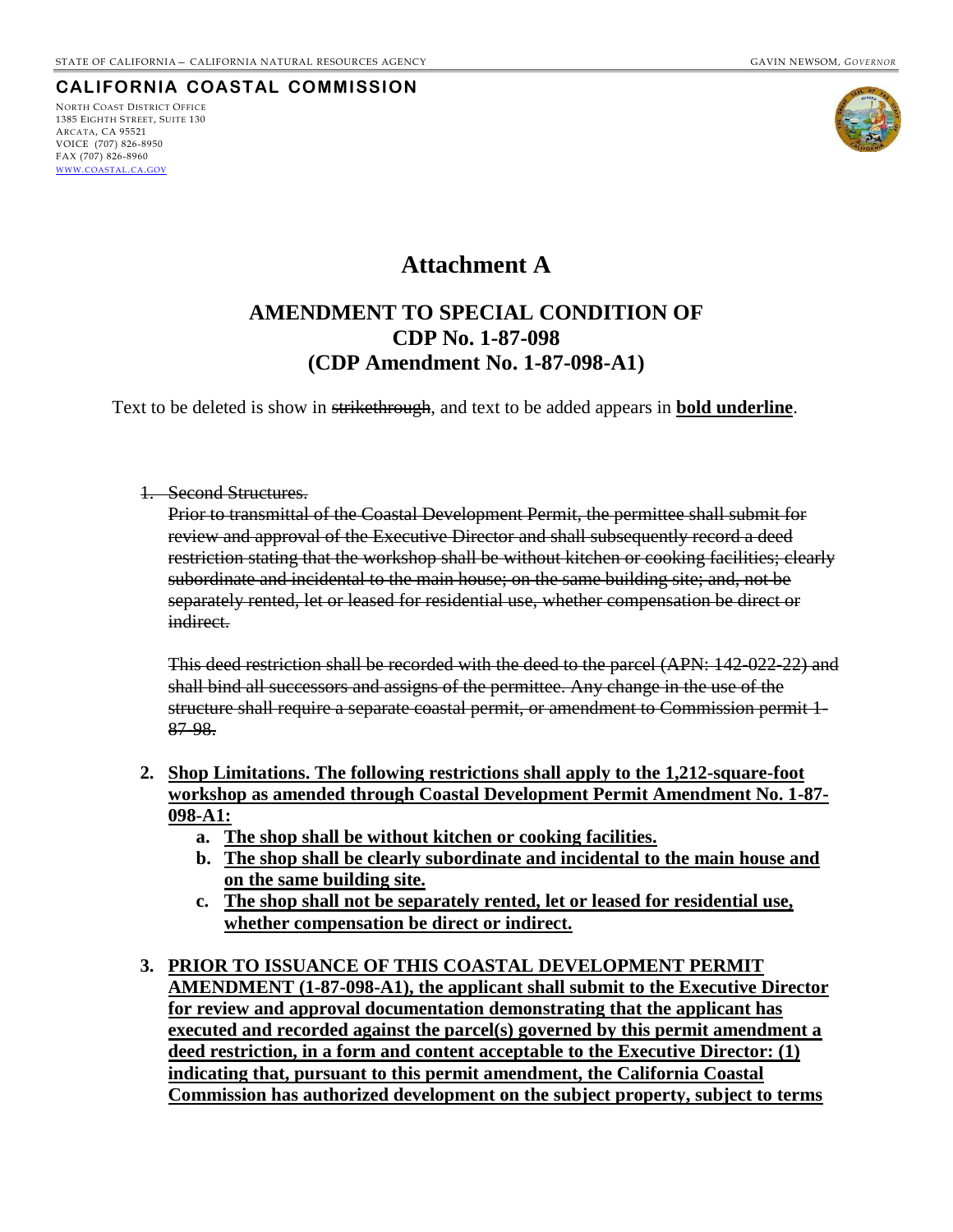STATE OF CALIFORNIA — CALIFORNIA NATURAL RESOURCES AGENCY GAVIN NEWSOM, *GOVERNOR*

**CALIFORNIA COASTAL COMMISSION**

NORTH COAST DISTRICT OFFICE
1385 EIGHTH STREET, SUITE 130
ARCATA, CA 95521
VOICE (707) 826-8950
FAX (707) 826-8960
WWW.COASTAL.CA.GOV

# Attachment A

## AMENDMENT TO SPECIAL CONDITION OF CDP No. 1-87-098 (CDP Amendment No. 1-87-098-A1)

Text to be deleted is show in ~~strikethrough~~, and text to be added appears in **<u>bold underline</u>**.

1. ~~Second Structures.~~

   ~~Prior to transmittal of the Coastal Development Permit, the permittee shall submit for review and approval of the Executive Director and shall subsequently record a deed restriction stating that the workshop shall be without kitchen or cooking facilities; clearly subordinate and incidental to the main house; on the same building site; and, not be separately rented, let or leased for residential use, whether compensation be direct or indirect.~~

   ~~This deed restriction shall be recorded with the deed to the parcel (APN: 142-022-22) and shall bind all successors and assigns of the permittee. Any change in the use of the structure shall require a separate coastal permit, or amendment to Commission permit 1-87-98.~~

2. **<u>Shop Limitations. The following restrictions shall apply to the 1,212-square-foot workshop as amended through Coastal Development Permit Amendment No. 1-87-098-A1:</u>**
   a. **<u>The shop shall be without kitchen or cooking facilities.</u>**
   b. **<u>The shop shall be clearly subordinate and incidental to the main house and on the same building site.</u>**
   c. **<u>The shop shall not be separately rented, let or leased for residential use, whether compensation be direct or indirect.</u>**

3. **<u>PRIOR TO ISSUANCE OF THIS COASTAL DEVELOPMENT PERMIT AMENDMENT (1-87-098-A1), the applicant shall submit to the Executive Director for review and approval documentation demonstrating that the applicant has executed and recorded against the parcel(s) governed by this permit amendment a deed restriction, in a form and content acceptable to the Executive Director: (1) indicating that, pursuant to this permit amendment, the California Coastal Commission has authorized development on the subject property, subject to terms</u>**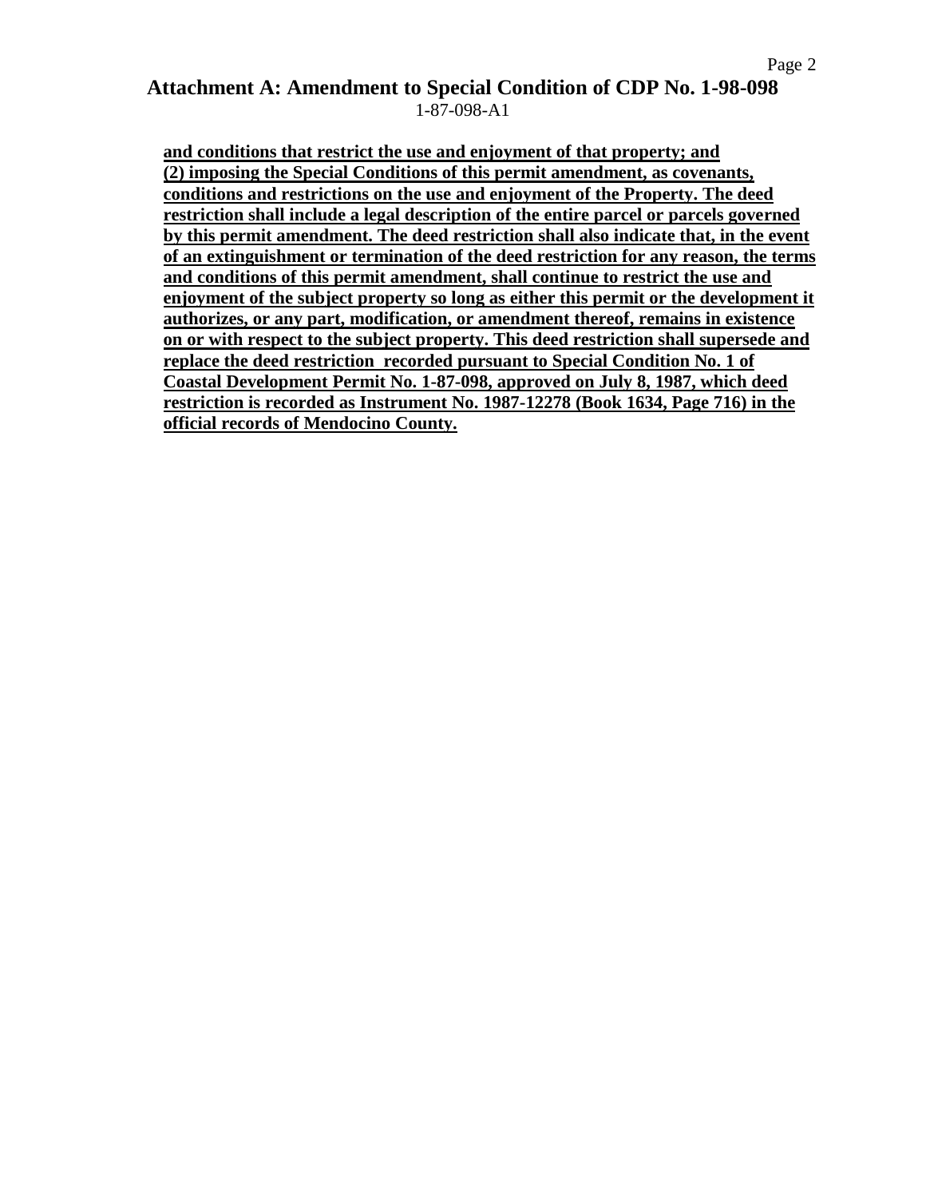**Attachment A: Amendment to Special Condition of CDP No. 1-98-098**

1-87-098-A1

**<u>and conditions that restrict the use and enjoyment of that property; and (2) imposing the Special Conditions of this permit amendment, as covenants, conditions and restrictions on the use and enjoyment of the Property. The deed restriction shall include a legal description of the entire parcel or parcels governed by this permit amendment. The deed restriction shall also indicate that, in the event of an extinguishment or termination of the deed restriction for any reason, the terms and conditions of this permit amendment, shall continue to restrict the use and enjoyment of the subject property so long as either this permit or the development it authorizes, or any part, modification, or amendment thereof, remains in existence on or with respect to the subject property. This deed restriction shall supersede and replace the deed restriction recorded pursuant to Special Condition No. 1 of Coastal Development Permit No. 1-87-098, approved on July 8, 1987, which deed restriction is recorded as Instrument No. 1987-12278 (Book 1634, Page 716) in the official records of Mendocino County.</u>**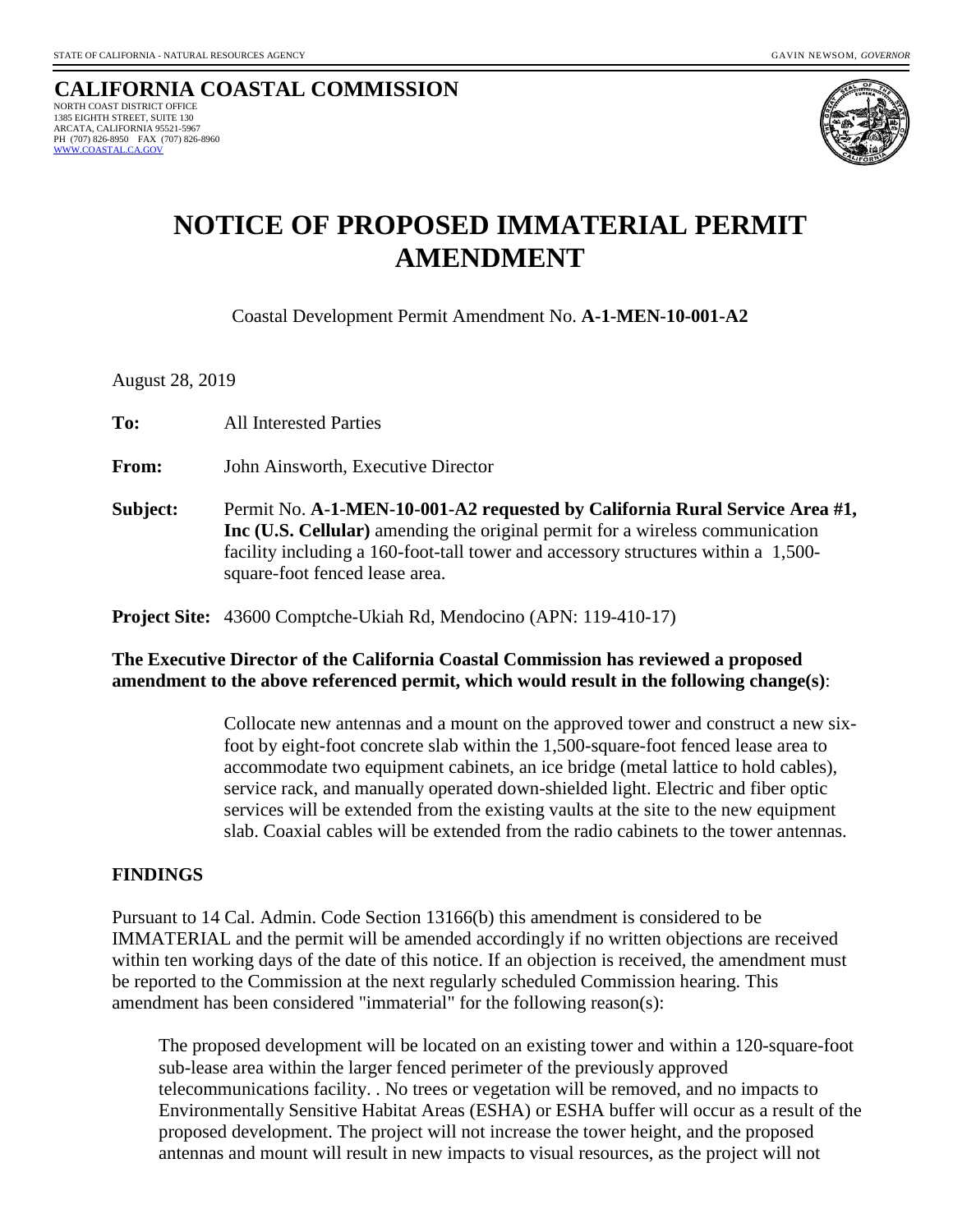STATE OF CALIFORNIA - NATURAL RESOURCES AGENCY GAVIN NEWSOM, *GOVERNOR*

**CALIFORNIA COASTAL COMMISSION**
NORTH COAST DISTRICT OFFICE
1385 EIGHTH STREET, SUITE 130
ARCATA, CALIFORNIA 95521-5967
PH (707) 826-8950 FAX (707) 826-8960
WWW.COASTAL.CA.GOV

# NOTICE OF PROPOSED IMMATERIAL PERMIT AMENDMENT

Coastal Development Permit Amendment No. **A-1-MEN-10-001-A2**

August 28, 2019

**To:** All Interested Parties

**From:** John Ainsworth, Executive Director

**Subject:** Permit No. **A-1-MEN-10-001-A2 requested by California Rural Service Area #1, Inc (U.S. Cellular)** amending the original permit for a wireless communication facility including a 160-foot-tall tower and accessory structures within a 1,500-square-foot fenced lease area.

**Project Site:** 43600 Comptche-Ukiah Rd, Mendocino (APN: 119-410-17)

**The Executive Director of the California Coastal Commission has reviewed a proposed amendment to the above referenced permit, which would result in the following change(s)**:

> Collocate new antennas and a mount on the approved tower and construct a new six-foot by eight-foot concrete slab within the 1,500-square-foot fenced lease area to accommodate two equipment cabinets, an ice bridge (metal lattice to hold cables), service rack, and manually operated down-shielded light. Electric and fiber optic services will be extended from the existing vaults at the site to the new equipment slab. Coaxial cables will be extended from the radio cabinets to the tower antennas.

## FINDINGS

Pursuant to 14 Cal. Admin. Code Section 13166(b) this amendment is considered to be IMMATERIAL and the permit will be amended accordingly if no written objections are received within ten working days of the date of this notice. If an objection is received, the amendment must be reported to the Commission at the next regularly scheduled Commission hearing. This amendment has been considered "immaterial" for the following reason(s):

> The proposed development will be located on an existing tower and within a 120-square-foot sub-lease area within the larger fenced perimeter of the previously approved telecommunications facility. . No trees or vegetation will be removed, and no impacts to Environmentally Sensitive Habitat Areas (ESHA) or ESHA buffer will occur as a result of the proposed development. The project will not increase the tower height, and the proposed antennas and mount will result in new impacts to visual resources, as the project will not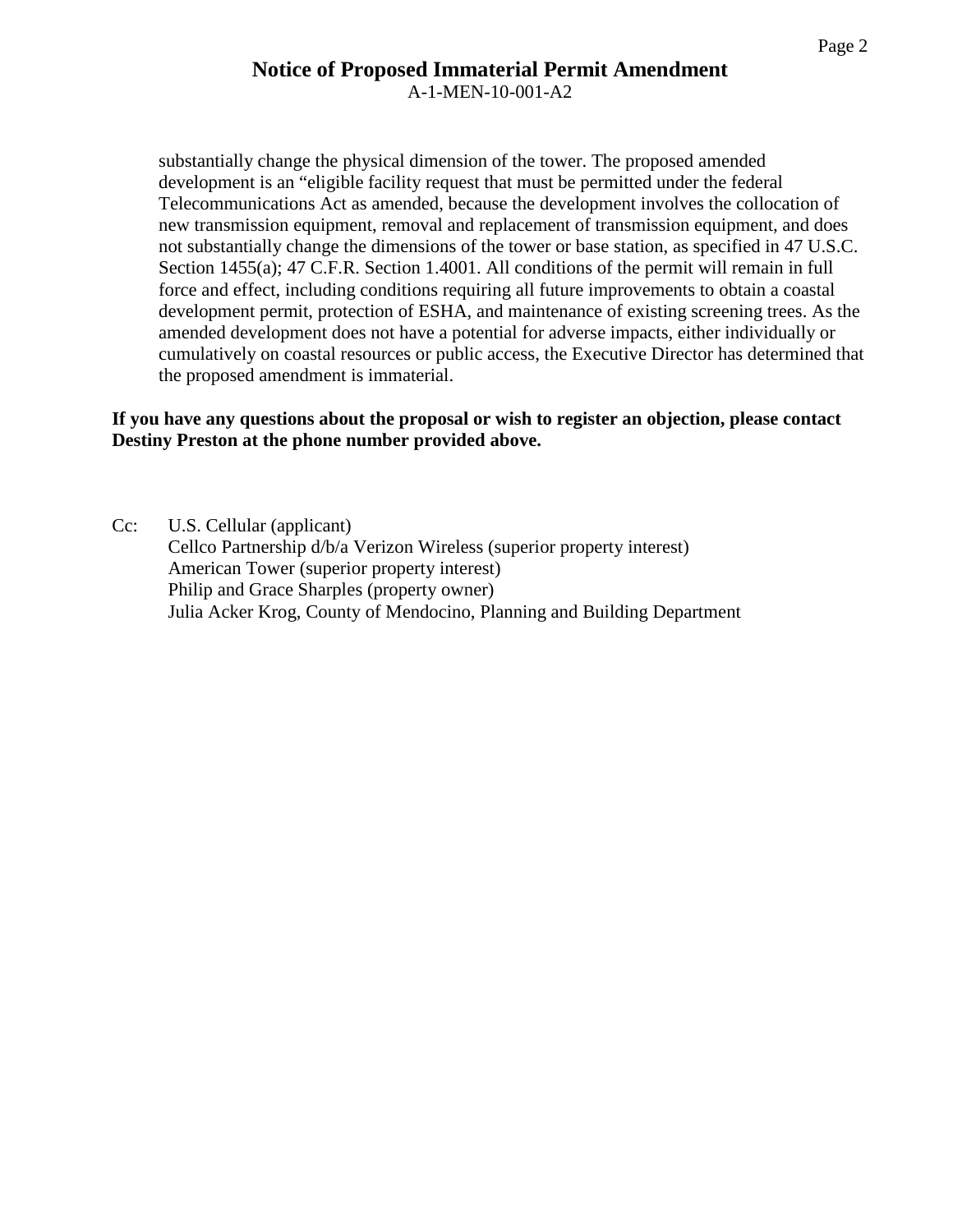substantially change the physical dimension of the tower. The proposed amended development is an “eligible facility request that must be permitted under the federal Telecommunications Act as amended, because the development involves the collocation of new transmission equipment, removal and replacement of transmission equipment, and does not substantially change the dimensions of the tower or base station, as specified in 47 U.S.C. Section 1455(a); 47 C.F.R. Section 1.4001. All conditions of the permit will remain in full force and effect, including conditions requiring all future improvements to obtain a coastal development permit, protection of ESHA, and maintenance of existing screening trees. As the amended development does not have a potential for adverse impacts, either individually or cumulatively on coastal resources or public access, the Executive Director has determined that the proposed amendment is immaterial.

**If you have any questions about the proposal or wish to register an objection, please contact Destiny Preston at the phone number provided above.**

Cc: U.S. Cellular (applicant)
Cellco Partnership d/b/a Verizon Wireless (superior property interest)
American Tower (superior property interest)
Philip and Grace Sharples (property owner)
Julia Acker Krog, County of Mendocino, Planning and Building Department